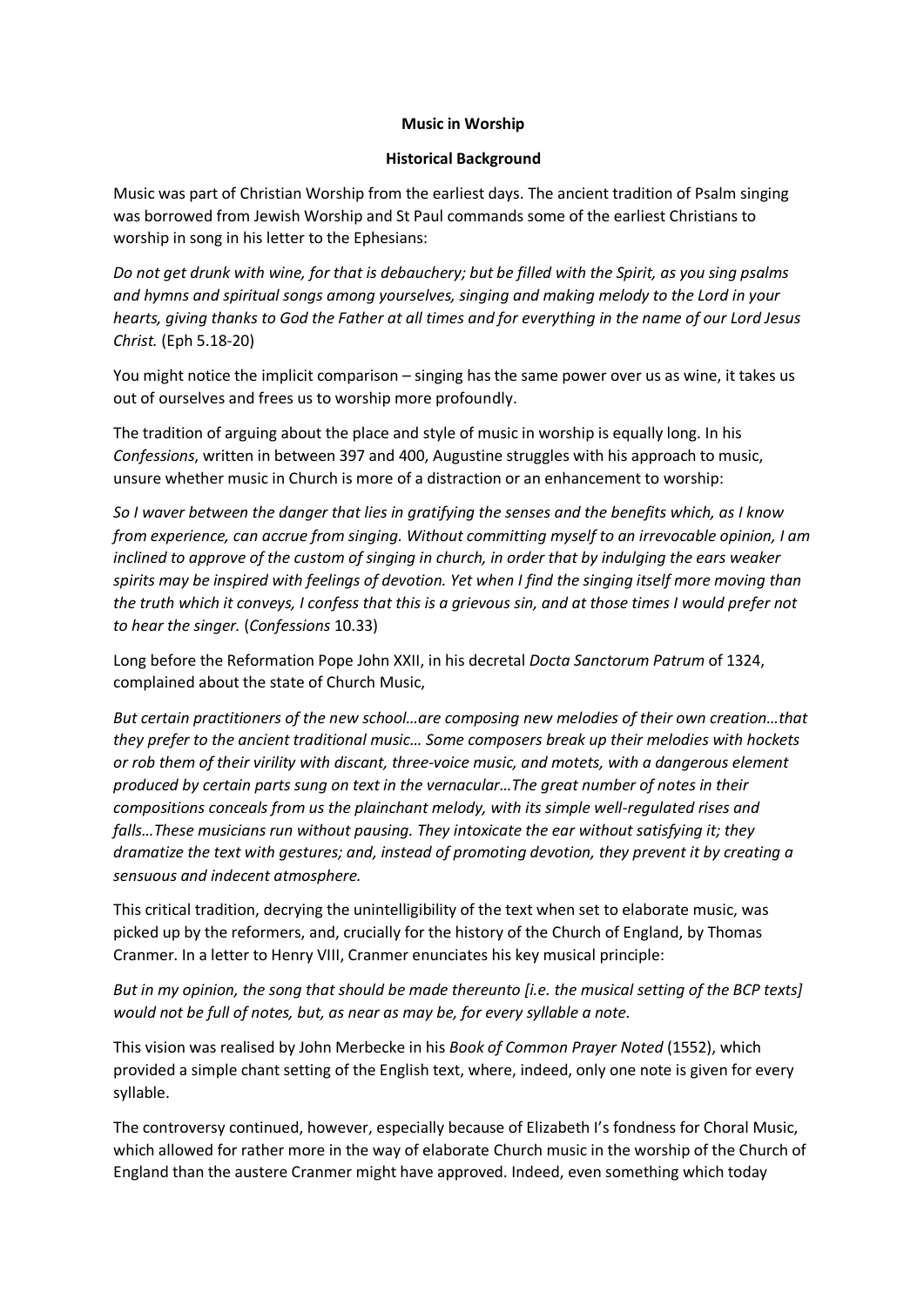**Music in Worship**

**Historical Background**

Music was part of Christian Worship from the earliest days. The ancient tradition of Psalm singing was borrowed from Jewish Worship and St Paul commands some of the earliest Christians to worship in song in his letter to the Ephesians:

*Do not get drunk with wine, for that is debauchery; but be filled with the Spirit, as you sing psalms and hymns and spiritual songs among yourselves, singing and making melody to the Lord in your hearts, giving thanks to God the Father at all times and for everything in the name of our Lord Jesus Christ.* (Eph 5.18-20)

You might notice the implicit comparison – singing has the same power over us as wine, it takes us out of ourselves and frees us to worship more profoundly.

The tradition of arguing about the place and style of music in worship is equally long. In his *Confessions*, written in between 397 and 400, Augustine struggles with his approach to music, unsure whether music in Church is more of a distraction or an enhancement to worship:

*So I waver between the danger that lies in gratifying the senses and the benefits which, as I know from experience, can accrue from singing. Without committing myself to an irrevocable opinion, I am inclined to approve of the custom of singing in church, in order that by indulging the ears weaker spirits may be inspired with feelings of devotion. Yet when I find the singing itself more moving than the truth which it conveys, I confess that this is a grievous sin, and at those times I would prefer not to hear the singer.* (*Confessions* 10.33)

Long before the Reformation Pope John XXII, in his decretal *Docta Sanctorum Patrum* of 1324, complained about the state of Church Music,

*But certain practitioners of the new school…are composing new melodies of their own creation…that they prefer to the ancient traditional music… Some composers break up their melodies with hockets or rob them of their virility with discant, three-voice music, and motets, with a dangerous element produced by certain parts sung on text in the vernacular…The great number of notes in their compositions conceals from us the plainchant melody, with its simple well-regulated rises and falls…These musicians run without pausing. They intoxicate the ear without satisfying it; they dramatize the text with gestures; and, instead of promoting devotion, they prevent it by creating a sensuous and indecent atmosphere.*

This critical tradition, decrying the unintelligibility of the text when set to elaborate music, was picked up by the reformers, and, crucially for the history of the Church of England, by Thomas Cranmer. In a letter to Henry VIII, Cranmer enunciates his key musical principle:

*But in my opinion, the song that should be made thereunto [i.e. the musical setting of the BCP texts] would not be full of notes, but, as near as may be, for every syllable a note.*

This vision was realised by John Merbecke in his *Book of Common Prayer Noted* (1552), which provided a simple chant setting of the English text, where, indeed, only one note is given for every syllable.

The controversy continued, however, especially because of Elizabeth I's fondness for Choral Music, which allowed for rather more in the way of elaborate Church music in the worship of the Church of England than the austere Cranmer might have approved. Indeed, even something which today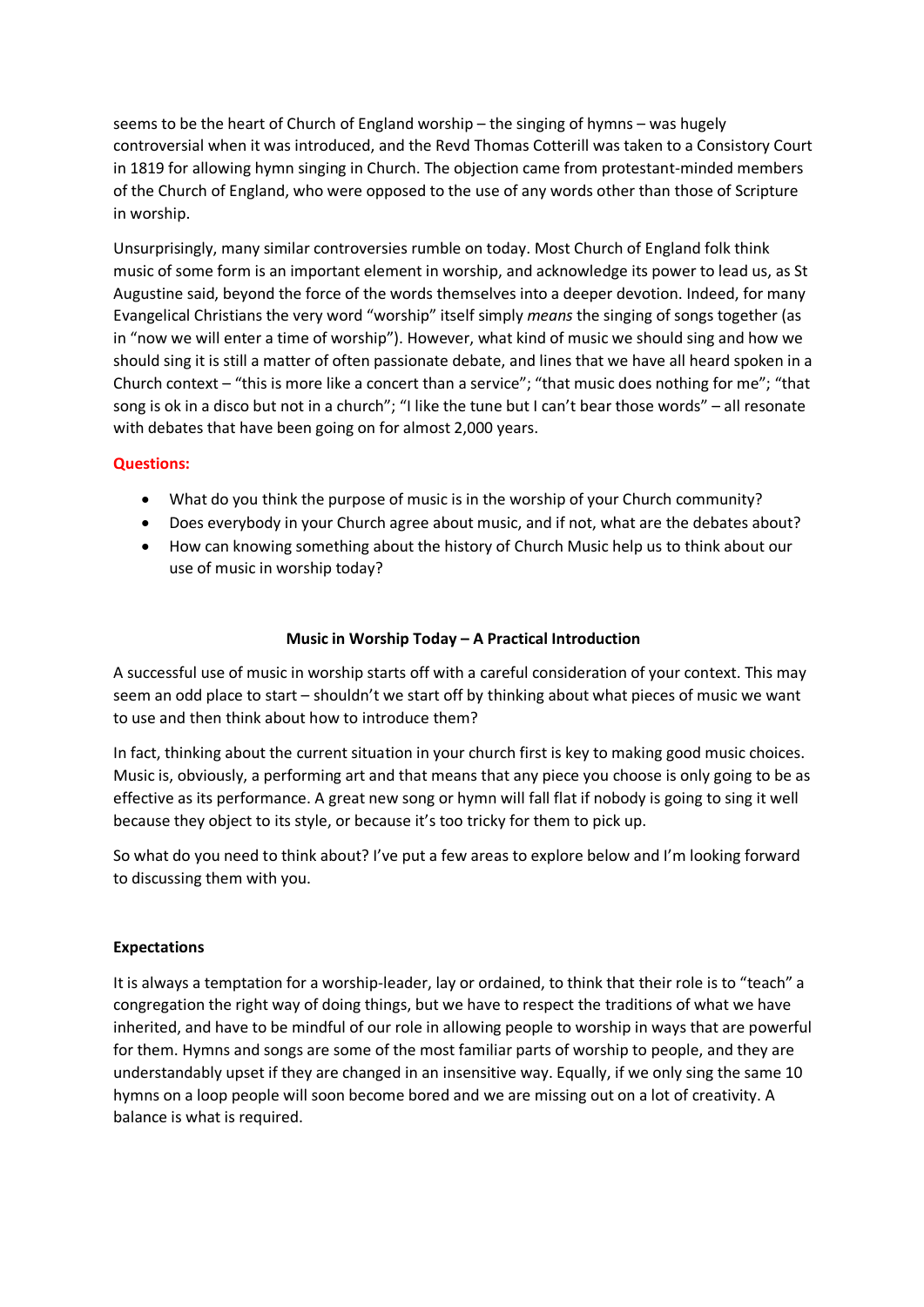seems to be the heart of Church of England worship – the singing of hymns – was hugely controversial when it was introduced, and the Revd Thomas Cotterill was taken to a Consistory Court in 1819 for allowing hymn singing in Church. The objection came from protestant-minded members of the Church of England, who were opposed to the use of any words other than those of Scripture in worship.

Unsurprisingly, many similar controversies rumble on today. Most Church of England folk think music of some form is an important element in worship, and acknowledge its power to lead us, as St Augustine said, beyond the force of the words themselves into a deeper devotion. Indeed, for many Evangelical Christians the very word "worship" itself simply *means* the singing of songs together (as in "now we will enter a time of worship"). However, what kind of music we should sing and how we should sing it is still a matter of often passionate debate, and lines that we have all heard spoken in a Church context – "this is more like a concert than a service"; "that music does nothing for me"; "that song is ok in a disco but not in a church"; "I like the tune but I can't bear those words" – all resonate with debates that have been going on for almost 2,000 years.

**Questions:**

- What do you think the purpose of music is in the worship of your Church community?
- Does everybody in your Church agree about music, and if not, what are the debates about?
- How can knowing something about the history of Church Music help us to think about our use of music in worship today?

## Music in Worship Today – A Practical Introduction

A successful use of music in worship starts off with a careful consideration of your context. This may seem an odd place to start – shouldn't we start off by thinking about what pieces of music we want to use and then think about how to introduce them?

In fact, thinking about the current situation in your church first is key to making good music choices. Music is, obviously, a performing art and that means that any piece you choose is only going to be as effective as its performance. A great new song or hymn will fall flat if nobody is going to sing it well because they object to its style, or because it's too tricky for them to pick up.

So what do you need to think about? I've put a few areas to explore below and I'm looking forward to discussing them with you.

### Expectations

It is always a temptation for a worship-leader, lay or ordained, to think that their role is to "teach" a congregation the right way of doing things, but we have to respect the traditions of what we have inherited, and have to be mindful of our role in allowing people to worship in ways that are powerful for them. Hymns and songs are some of the most familiar parts of worship to people, and they are understandably upset if they are changed in an insensitive way. Equally, if we only sing the same 10 hymns on a loop people will soon become bored and we are missing out on a lot of creativity. A balance is what is required.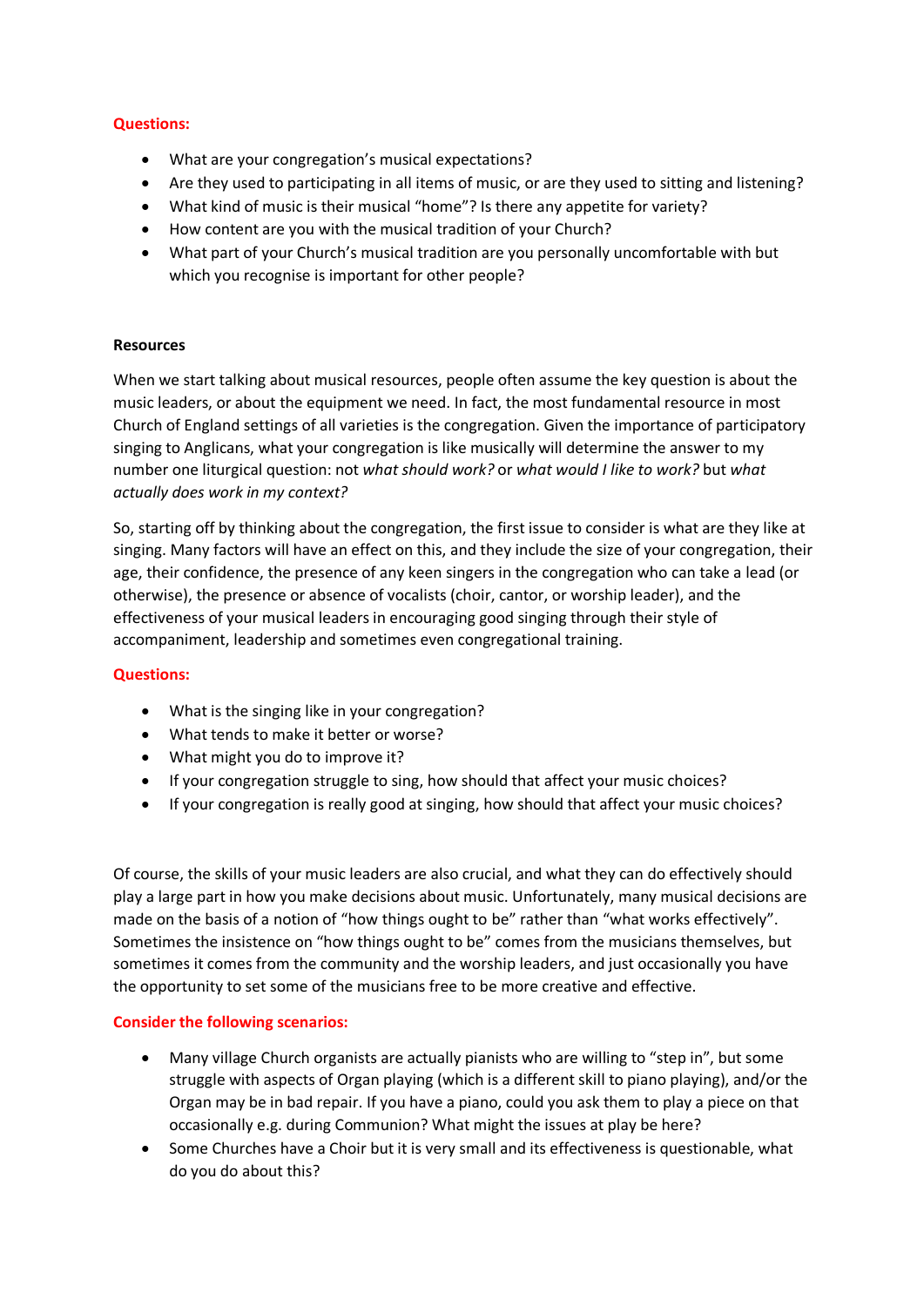**Questions:**

- What are your congregation's musical expectations?
- Are they used to participating in all items of music, or are they used to sitting and listening?
- What kind of music is their musical "home"? Is there any appetite for variety?
- How content are you with the musical tradition of your Church?
- What part of your Church's musical tradition are you personally uncomfortable with but which you recognise is important for other people?

**Resources**

When we start talking about musical resources, people often assume the key question is about the music leaders, or about the equipment we need. In fact, the most fundamental resource in most Church of England settings of all varieties is the congregation. Given the importance of participatory singing to Anglicans, what your congregation is like musically will determine the answer to my number one liturgical question: not *what should work?* or *what would I like to work?* but *what actually does work in my context?*

So, starting off by thinking about the congregation, the first issue to consider is what are they like at singing. Many factors will have an effect on this, and they include the size of your congregation, their age, their confidence, the presence of any keen singers in the congregation who can take a lead (or otherwise), the presence or absence of vocalists (choir, cantor, or worship leader), and the effectiveness of your musical leaders in encouraging good singing through their style of accompaniment, leadership and sometimes even congregational training.

**Questions:**

- What is the singing like in your congregation?
- What tends to make it better or worse?
- What might you do to improve it?
- If your congregation struggle to sing, how should that affect your music choices?
- If your congregation is really good at singing, how should that affect your music choices?

Of course, the skills of your music leaders are also crucial, and what they can do effectively should play a large part in how you make decisions about music. Unfortunately, many musical decisions are made on the basis of a notion of "how things ought to be" rather than "what works effectively". Sometimes the insistence on "how things ought to be" comes from the musicians themselves, but sometimes it comes from the community and the worship leaders, and just occasionally you have the opportunity to set some of the musicians free to be more creative and effective.

**Consider the following scenarios:**

- Many village Church organists are actually pianists who are willing to "step in", but some struggle with aspects of Organ playing (which is a different skill to piano playing), and/or the Organ may be in bad repair. If you have a piano, could you ask them to play a piece on that occasionally e.g. during Communion? What might the issues at play be here?
- Some Churches have a Choir but it is very small and its effectiveness is questionable, what do you do about this?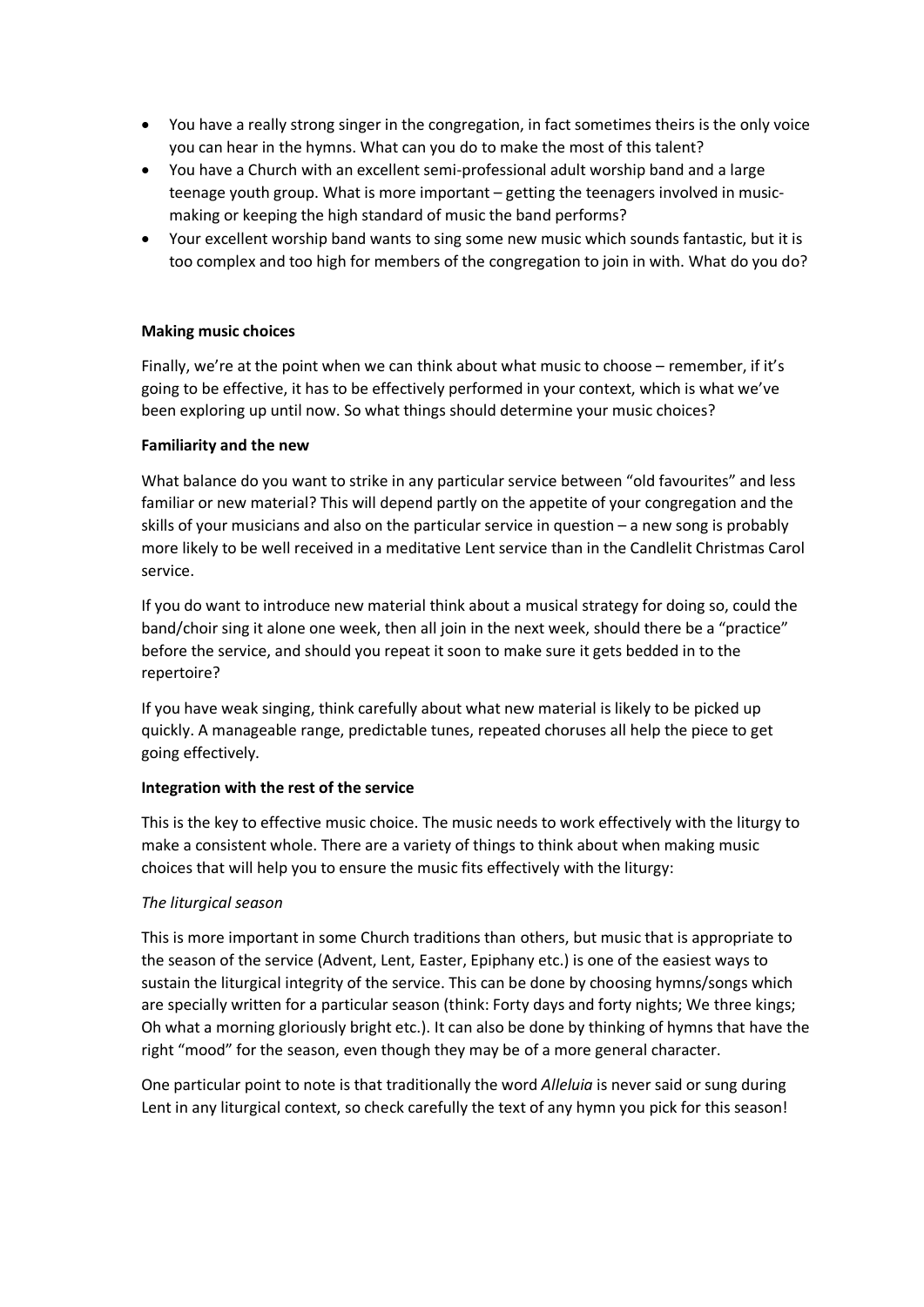- You have a really strong singer in the congregation, in fact sometimes theirs is the only voice you can hear in the hymns. What can you do to make the most of this talent?
- You have a Church with an excellent semi-professional adult worship band and a large teenage youth group. What is more important – getting the teenagers involved in music-making or keeping the high standard of music the band performs?
- Your excellent worship band wants to sing some new music which sounds fantastic, but it is too complex and too high for members of the congregation to join in with. What do you do?

**Making music choices**

Finally, we're at the point when we can think about what music to choose – remember, if it's going to be effective, it has to be effectively performed in your context, which is what we've been exploring up until now. So what things should determine your music choices?

**Familiarity and the new**

What balance do you want to strike in any particular service between "old favourites" and less familiar or new material? This will depend partly on the appetite of your congregation and the skills of your musicians and also on the particular service in question – a new song is probably more likely to be well received in a meditative Lent service than in the Candlelit Christmas Carol service.

If you do want to introduce new material think about a musical strategy for doing so, could the band/choir sing it alone one week, then all join in the next week, should there be a "practice" before the service, and should you repeat it soon to make sure it gets bedded in to the repertoire?

If you have weak singing, think carefully about what new material is likely to be picked up quickly. A manageable range, predictable tunes, repeated choruses all help the piece to get going effectively.

**Integration with the rest of the service**

This is the key to effective music choice. The music needs to work effectively with the liturgy to make a consistent whole. There are a variety of things to think about when making music choices that will help you to ensure the music fits effectively with the liturgy:

*The liturgical season*

This is more important in some Church traditions than others, but music that is appropriate to the season of the service (Advent, Lent, Easter, Epiphany etc.) is one of the easiest ways to sustain the liturgical integrity of the service. This can be done by choosing hymns/songs which are specially written for a particular season (think: Forty days and forty nights; We three kings; Oh what a morning gloriously bright etc.). It can also be done by thinking of hymns that have the right "mood" for the season, even though they may be of a more general character.

One particular point to note is that traditionally the word *Alleluia* is never said or sung during Lent in any liturgical context, so check carefully the text of any hymn you pick for this season!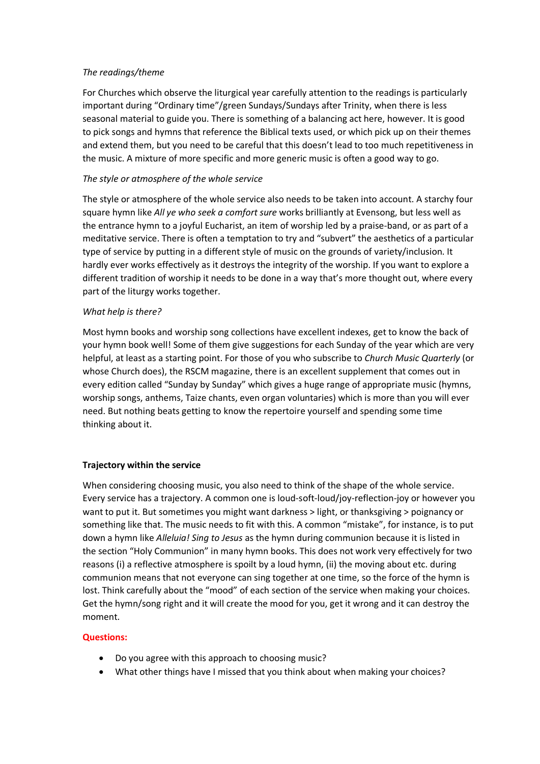*The readings/theme*

For Churches which observe the liturgical year carefully attention to the readings is particularly important during "Ordinary time"/green Sundays/Sundays after Trinity, when there is less seasonal material to guide you. There is something of a balancing act here, however. It is good to pick songs and hymns that reference the Biblical texts used, or which pick up on their themes and extend them, but you need to be careful that this doesn't lead to too much repetitiveness in the music. A mixture of more specific and more generic music is often a good way to go.

*The style or atmosphere of the whole service*

The style or atmosphere of the whole service also needs to be taken into account. A starchy four square hymn like *All ye who seek a comfort sure* works brilliantly at Evensong, but less well as the entrance hymn to a joyful Eucharist, an item of worship led by a praise-band, or as part of a meditative service. There is often a temptation to try and "subvert" the aesthetics of a particular type of service by putting in a different style of music on the grounds of variety/inclusion. It hardly ever works effectively as it destroys the integrity of the worship. If you want to explore a different tradition of worship it needs to be done in a way that's more thought out, where every part of the liturgy works together.

*What help is there?*

Most hymn books and worship song collections have excellent indexes, get to know the back of your hymn book well! Some of them give suggestions for each Sunday of the year which are very helpful, at least as a starting point. For those of you who subscribe to *Church Music Quarterly* (or whose Church does), the RSCM magazine, there is an excellent supplement that comes out in every edition called "Sunday by Sunday" which gives a huge range of appropriate music (hymns, worship songs, anthems, Taize chants, even organ voluntaries) which is more than you will ever need. But nothing beats getting to know the repertoire yourself and spending some time thinking about it.

**Trajectory within the service**

When considering choosing music, you also need to think of the shape of the whole service. Every service has a trajectory. A common one is loud-soft-loud/joy-reflection-joy or however you want to put it. But sometimes you might want darkness > light, or thanksgiving > poignancy or something like that. The music needs to fit with this. A common "mistake", for instance, is to put down a hymn like *Alleluia! Sing to Jesus* as the hymn during communion because it is listed in the section "Holy Communion" in many hymn books. This does not work very effectively for two reasons (i) a reflective atmosphere is spoilt by a loud hymn, (ii) the moving about etc. during communion means that not everyone can sing together at one time, so the force of the hymn is lost. Think carefully about the "mood" of each section of the service when making your choices. Get the hymn/song right and it will create the mood for you, get it wrong and it can destroy the moment.

**Questions:**

- Do you agree with this approach to choosing music?
- What other things have I missed that you think about when making your choices?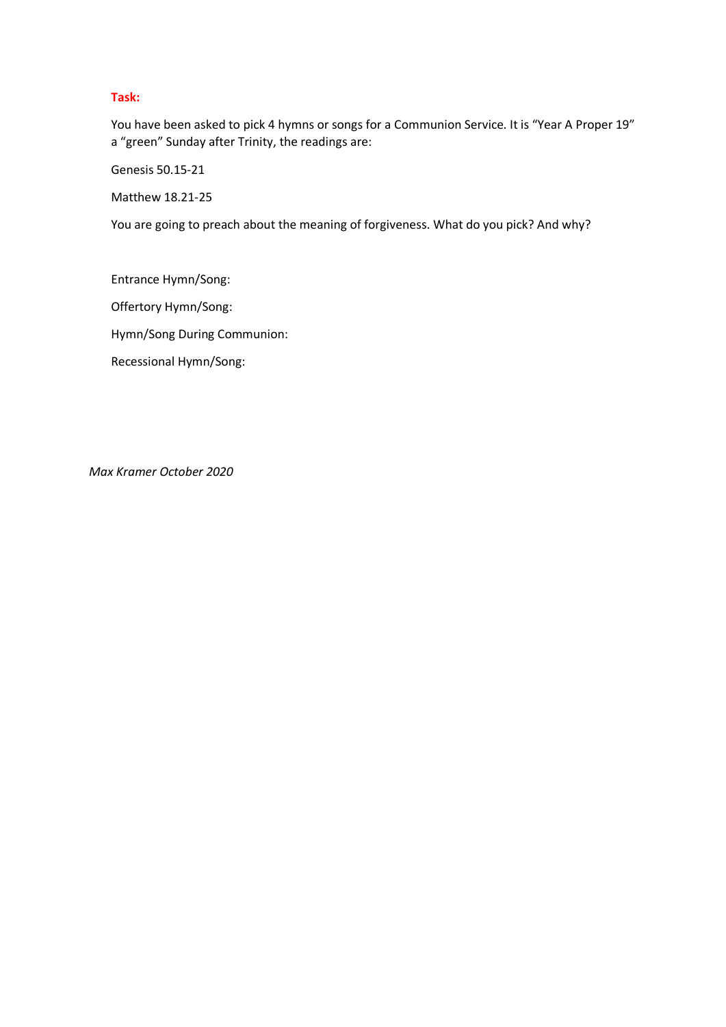**Task:**

You have been asked to pick 4 hymns or songs for a Communion Service. It is “Year A Proper 19” a “green” Sunday after Trinity, the readings are:

Genesis 50.15-21

Matthew 18.21-25

You are going to preach about the meaning of forgiveness. What do you pick? And why?

Entrance Hymn/Song:

Offertory Hymn/Song:

Hymn/Song During Communion:

Recessional Hymn/Song:

*Max Kramer October 2020*